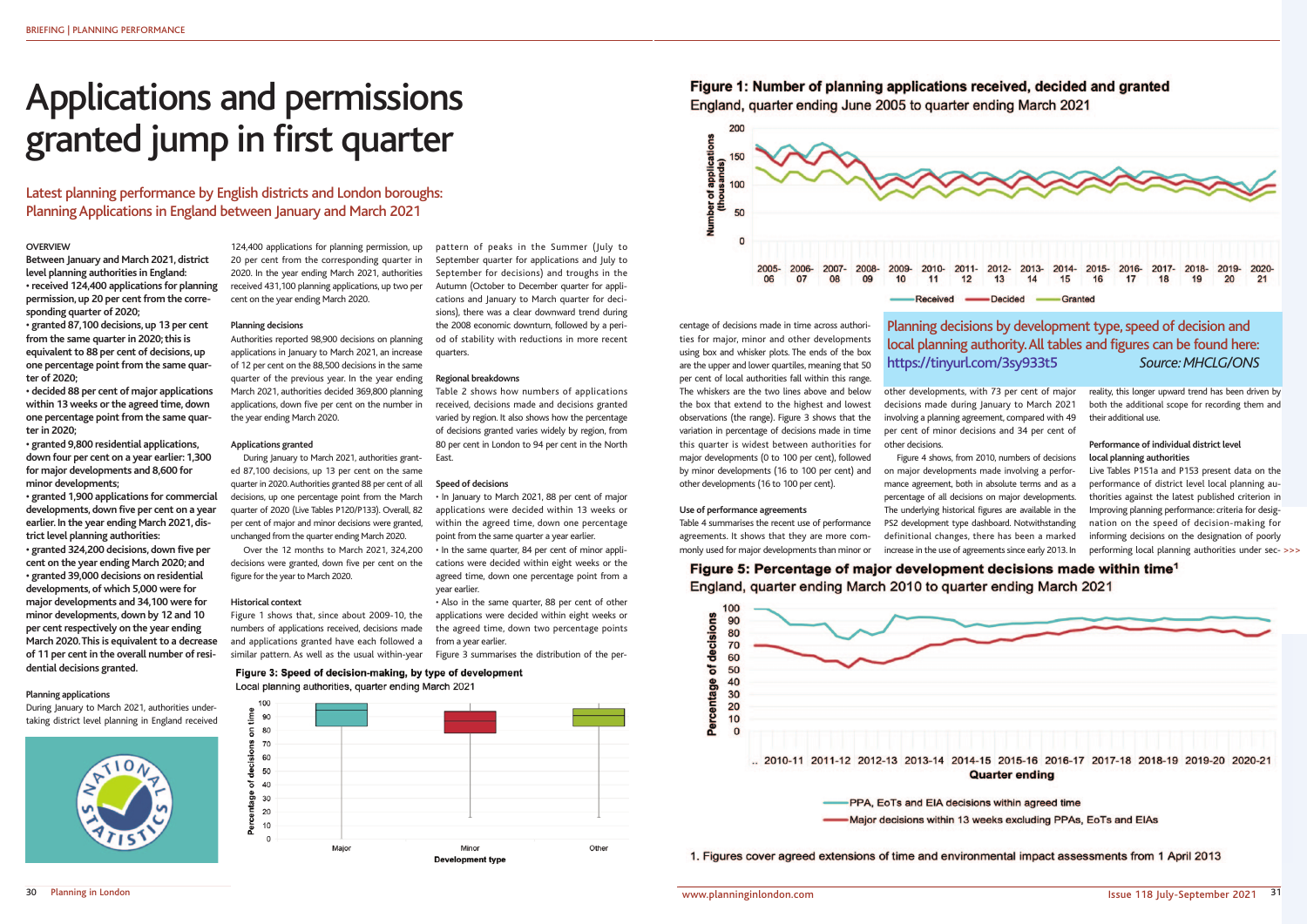# Applications and permissions granted jump in first quarter

## Latest planning performance by English districts and London boroughs: Planning Applications in England between January and March 2021

### OVERVIEW

**Between January and March 2021, district level planning authorities in England:**

- **received 124,400 applications for planning permission, up 20 per cent from the corresponding quarter of 2020;**
- **granted 87,100 decisions, up 13 per cent from the same quarter in 2020; this is equivalent to 88 per cent of decisions, up one percentage point from the same quarter of 2020;**
- **decided 88 per cent of major applications within 13 weeks or the agreed time, down one percentage point from the same quarter in 2020;**
- **granted 9,800 residential applications, down four per cent on a year earlier: 1,300 for major developments and 8,600 for minor developments;**
- **granted 1,900 applications for commercial developments, down five per cent on a year earlier. In the year ending March 2021, district level planning authorities:**
- **granted 324,200 decisions, down five per cent on the year ending March 2020; and**
- **granted 39,000 decisions on residential developments, of which 5,000 were for major developments and 34,100 were for minor developments, down by 12 and 10 per cent respectively on the year ending March 2020. This is equivalent to a decrease of 11 per cent in the overall number of residential decisions granted.**

### Planning applications

During January to March 2021, authorities undertaking district level planning in England received 124,400 applications for planning permission, up 20 per cent from the corresponding quarter in 2020. In the year ending March 2021, authorities received 431,100 planning applications, up two per cent on the year ending March 2020.

### Planning decisions

Authorities reported 98,900 decisions on planning applications in January to March 2021, an increase of 12 per cent on the 88,500 decisions in the same quarter of the previous year. In the year ending March 2021, authorities decided 369,800 planning applications, down five per cent on the number in the year ending March 2020.

### Applications granted

During January to March 2021, authorities granted 87,100 decisions, up 13 per cent on the same quarter in 2020. Authorities granted 88 per cent of all decisions, up one percentage point from the March quarter of 2020 (Live Tables P120/P133). Overall, 82 per cent of major and minor decisions were granted, unchanged from the quarter ending March 2020.

Over the 12 months to March 2021, 324,200 decisions were granted, down five per cent on the figure for the year to March 2020.

### Historical context

Figure 1 shows that, since about 2009-10, the numbers of applications received, decisions made and applications granted have each followed a similar pattern. As well as the usual within-year pattern of peaks in the Summer (July to September quarter for applications and July to September for decisions) and troughs in the Autumn (October to December quarter for applications and January to March quarter for decisions), there was a clear downward trend during the 2008 economic downturn, followed by a period of stability with reductions in more recent quarters.

### Regional breakdowns

Table 2 shows how numbers of applications received, decisions made and decisions granted varied by region. It also shows how the percentage of decisions granted varies widely by region, from 80 per cent in London to 94 per cent in the North East.

### Speed of decisions

- In January to March 2021, 88 per cent of major applications were decided within 13 weeks or within the agreed time, down one percentage point from the same quarter a year earlier.
- In the same quarter, 84 per cent of minor applications were decided within eight weeks or the agreed time, down one percentage point from a year earlier.
- Also in the same quarter, 88 per cent of other applications were decided within eight weeks or the agreed time, down two percentage points from a year earlier.

Figure 3 summarises the distribution of the percentage of decisions made in time across authorities for major, minor and other developments using box and whisker plots. The ends of the box are the upper and lower quartiles, meaning that 50 per cent of local authorities fall within this range. The whiskers are the two lines above and below the box that extend to the highest and lowest observations (the range). Figure 3 shows that the variation in percentage of decisions made in time this quarter is widest between authorities for major developments (0 to 100 per cent), followed by minor developments (16 to 100 per cent) and other developments (16 to 100 per cent).

**Figure 3: Speed of decision-making, by type of development**
Local planning authorities, quarter ending March 2021

### Use of performance agreements

Table 4 summarises the recent use of performance agreements. It shows that they are more commonly used for major developments than minor or other developments, with 73 per cent of major decisions made during January to March 2021 involving a planning agreement, compared with 49 per cent of minor decisions and 34 per cent of other decisions.

Figure 4 shows, from 2010, numbers of decisions on major developments made involving a performance agreement, both in absolute terms and as a percentage of all decisions on major developments. The underlying historical figures are available in the PS2 development type dashboard. Notwithstanding definitional changes, there has been a marked increase in the use of agreements since early 2013. In reality, this longer upward trend has been driven by both the additional scope for recording them and their additional use.

### Performance of individual district level local planning authorities

Live Tables P151a and P153 present data on the performance of district level local planning authorities against the latest published criterion in Improving planning performance: criteria for designation on the speed of decision-making for informing decisions on the designation of poorly performing local planning authorities under sec- >>>

**Figure 1: Number of planning applications received, decided and granted**
England, quarter ending June 2005 to quarter ending March 2021

Planning decisions by development type, speed of decision and local planning authority. All tables and figures can be found here: https://tinyurl.com/3sy933t5 *Source: MHCLG/ONS*

**Figure 5: Percentage of major development decisions made within time[1]**
England, quarter ending March 2010 to quarter ending March 2021

1. Figures cover agreed extensions of time and environmental impact assessments from 1 April 2013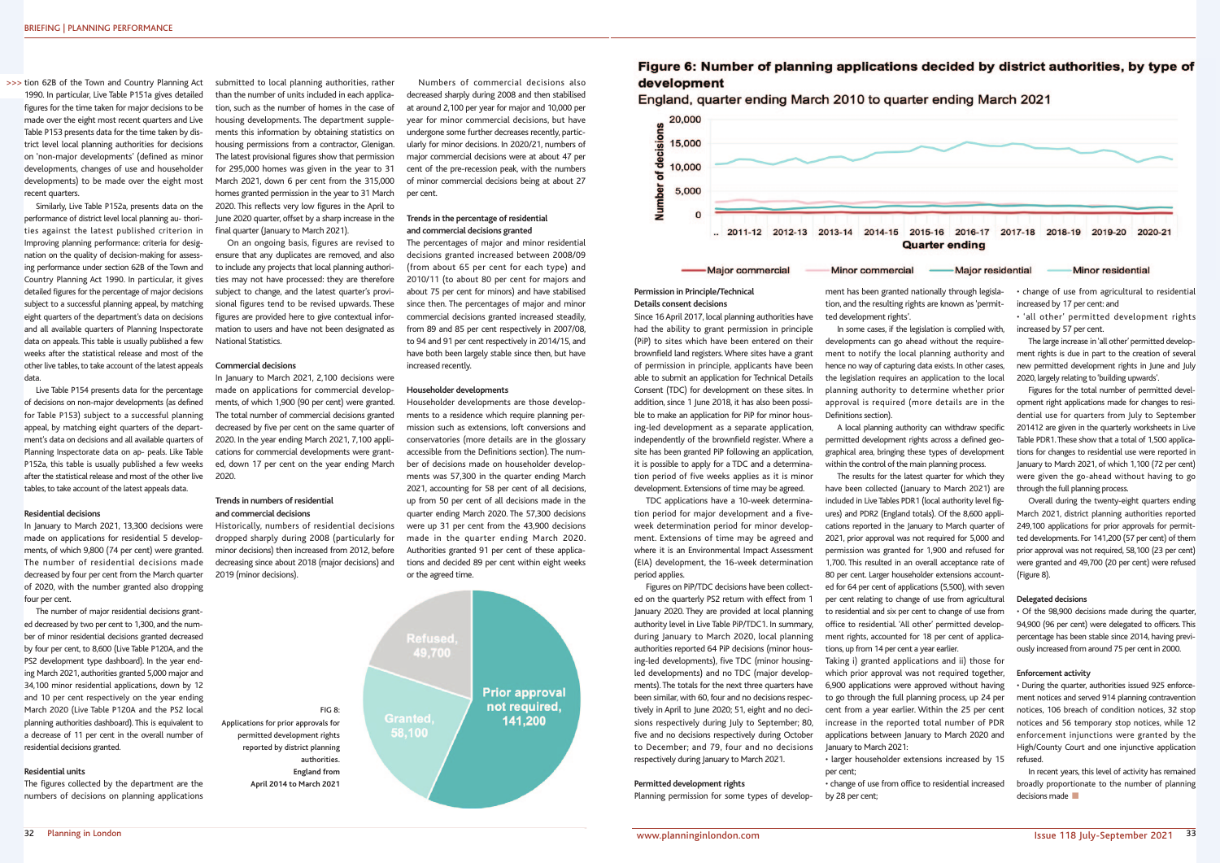tion 62B of the Town and Country Planning Act 1990. In particular, Live Table P151a gives detailed figures for the time taken for major decisions to be made over the eight most recent quarters and Live Table P153 presents data for the time taken by district level local planning authorities for decisions on 'non-major developments' (defined as minor developments, changes of use and householder developments) to be made over the eight most recent quarters.

Similarly, Live Table P152a, presents data on the performance of district level local planning au- thorities against the latest published criterion in Improving planning performance: criteria for designation on the quality of decision-making for assessing performance under section 62B of the Town and Country Planning Act 1990. In particular, it gives detailed figures for the percentage of major decisions subject to a successful planning appeal, by matching eight quarters of the department's data on decisions and all available quarters of Planning Inspectorate data on appeals. This table is usually published a few weeks after the statistical release and most of the other live tables, to take account of the latest appeals data.

Live Table P154 presents data for the percentage of decisions on non-major developments (as defined for Table P153) subject to a successful planning appeal, by matching eight quarters of the department's data on decisions and all available quarters of Planning Inspectorate data on ap- peals. Like Table P152a, this table is usually published a few weeks after the statistical release and most of the other live tables, to take account of the latest appeals data.

### Residential decisions

In January to March 2021, 13,300 decisions were made on applications for residential 5 developments, of which 9,800 (74 per cent) were granted. The number of residential decisions made decreased by four per cent from the March quarter of 2020, with the number granted also dropping four per cent.

The number of major residential decisions granted decreased by two per cent to 1,300, and the number of minor residential decisions granted decreased by four per cent, to 8,600 (Live Table P120A, and the PS2 development type dashboard). In the year ending March 2021, authorities granted 5,000 major and 34,100 minor residential applications, down by 12 and 10 per cent respectively on the year ending March 2020 (Live Table P120A and the PS2 local planning authorities dashboard). This is equivalent to a decrease of 11 per cent in the overall number of residential decisions granted.

### Residential units

The figures collected by the department are the numbers of decisions on planning applications submitted to local planning authorities, rather than the number of units included in each application, such as the number of homes in the case of housing developments. The department supplements this information by obtaining statistics on housing permissions from a contractor, Glenigan. The latest provisional figures show that permission for 295,000 homes was given in the year to 31 March 2021, down 6 per cent from the 315,000 homes granted permission in the year to 31 March 2020. This reflects very low figures in the April to June 2020 quarter, offset by a sharp increase in the final quarter (January to March 2021).

On an ongoing basis, figures are revised to ensure that any duplicates are removed, and also to include any projects that local planning authorities may not have processed: they are therefore subject to change, and the latest quarter's provisional figures tend to be revised upwards. These figures are provided here to give contextual information to users and have not been designated as National Statistics.

### Commercial decisions

In January to March 2021, 2,100 decisions were made on applications for commercial developments, of which 1,900 (90 per cent) were granted. The total number of commercial decisions granted decreased by five per cent on the same quarter of 2020. In the year ending March 2021, 7,100 applications for commercial developments were granted, down 17 per cent on the year ending March 2020.

### Trends in numbers of residential and commercial decisions

Historically, numbers of residential decisions dropped sharply during 2008 (particularly for minor decisions) then increased from 2012, before decreasing since about 2018 (major decisions) and 2019 (minor decisions).

Numbers of commercial decisions also decreased sharply during 2008 and then stabilised at around 2,100 per year for major and 10,000 per year for minor commercial decisions, but have undergone some further decreases recently, particularly for minor decisions. In 2020/21, numbers of major commercial decisions were at about 47 per cent of the pre-recession peak, with the numbers of minor commercial decisions being at about 27 per cent.

### Trends in the percentage of residential and commercial decisions granted

The percentages of major and minor residential decisions granted increased between 2008/09 (from about 65 per cent for each type) and 2010/11 (to about 80 per cent for majors and about 75 per cent for minors) and have stabilised since then. The percentages of major and minor commercial decisions granted increased steadily, from 89 and 85 per cent respectively in 2007/08, to 94 and 91 per cent respectively in 2014/15, and have both been largely stable since then, but have increased recently.

### Householder developments

Householder developments are those developments to a residence which require planning permission such as extensions, loft conversions and conservatories (more details are in the glossary accessible from the Definitions section). The number of decisions made on householder developments was 57,300 in the quarter ending March 2021, accounting for 58 per cent of all decisions, up from 50 per cent of all decisions made in the quarter ending March 2020. The 57,300 decisions were up 31 per cent from the 43,900 decisions made in the quarter ending March 2020. Authorities granted 91 per cent of these applications and decided 89 per cent within eight weeks or the agreed time.

Refused, 49,700
Granted, 58,100
Prior approval not required, 141,200

FIG 8: Applications for prior approvals for permitted development rights reported by district planning authorities. England from April 2014 to March 2021

**Figure 6: Number of planning applications decided by district authorities, by type of development**

England, quarter ending March 2010 to quarter ending March 2021

Number of decisions
20,000
15,000
10,000
5,000
0
.. 2011-12 2012-13 2013-14 2014-15 2015-16 2016-17 2017-18 2018-19 2019-20 2020-21
Quarter ending
Major commercial — Minor commercial — Major residential — Minor residential

### Permission in Principle/Technical Details consent decisions

Since 16 April 2017, local planning authorities have had the ability to grant permission in principle (PiP) to sites which have been entered on their brownfield land registers. Where sites have a grant of permission in principle, applicants have been able to submit an application for Technical Details Consent (TDC) for development on these sites. In addition, since 1 June 2018, it has also been possible to make an application for PiP for minor housing-led development as a separate application, independently of the brownfield register. Where a site has been granted PiP following an application, it is possible to apply for a TDC and a determination period of five weeks applies as it is minor development. Extensions of time may be agreed.

TDC applications have a 10-week determination period for major development and a five-week determination period for minor development. Extensions of time may be agreed and where it is an Environmental Impact Assessment (EIA) development, the 16-week determination period applies.

Figures on PiP/TDC decisions have been collected on the quarterly PS2 return with effect from 1 January 2020. They are provided at local planning authority level in Live Table PiP/TDC1. In summary, during January to March 2020, local planning authorities reported 64 PiP decisions (minor housing-led developments), five TDC (minor housing-led developments) and no TDC (major developments). The totals for the next three quarters have been similar, with 60, four and no decisions respectively in April to June 2020; 51, eight and no decisions respectively during July to September; 80, five and no decisions respectively during October to December; and 79, four and no decisions respectively during January to March 2021.

### Permitted development rights

Planning permission for some types of development has been granted nationally through legislation, and the resulting rights are known as 'permitted development rights'.

In some cases, if the legislation is complied with, developments can go ahead without the requirement to notify the local planning authority and hence no way of capturing data exists. In other cases, the legislation requires an application to the local planning authority to determine whether prior approval is required (more details are in the Definitions section).

A local planning authority can withdraw specific permitted development rights across a defined geographical area, bringing these types of development within the control of the main planning process.

The results for the latest quarter for which they have been collected (January to March 2021) are included in Live Tables PDR1 (local authority level figures) and PDR2 (England totals). Of the 8,600 applications reported in the January to March quarter of 2021, prior approval was not required for 5,000 and permission was granted for 1,900 and refused for 1,700. This resulted in an overall acceptance rate of 80 per cent. Larger householder extensions accounted for 64 per cent of applications (5,500), with seven per cent relating to change of use from agricultural to residential and six per cent to change of use from office to residential. 'All other' permitted development rights, accounted for 18 per cent of applications, up from 14 per cent a year earlier.

Taking i) granted applications and ii) those for which prior approval was not required together, 6,900 applications were approved without having to go through the full planning process, up 24 per cent from a year earlier. Within the 25 per cent increase in the reported total number of PDR applications between January to March 2020 and January to March 2021:

- larger householder extensions increased by 15 per cent;
- change of use from office to residential increased by 28 per cent;
- change of use from agricultural to residential increased by 17 per cent: and
- 'all other' permitted development rights increased by 57 per cent.

The large increase in 'all other' permitted development rights is due in part to the creation of several new permitted development rights in June and July 2020, largely relating to 'building upwards'.

Figures for the total number of permitted development right applications made for changes to residential use for quarters from July to September 201412 are given in the quarterly worksheets in Live Table PDR1. These show that a total of 1,500 applications for changes to residential use were reported in January to March 2021, of which 1,100 (72 per cent) were given the go-ahead without having to go through the full planning process.

Overall during the twenty-eight quarters ending March 2021, district planning authorities reported 249,100 applications for prior approvals for permitted developments. For 141,200 (57 per cent) of them prior approval was not required, 58,100 (23 per cent) were granted and 49,700 (20 per cent) were refused (Figure 8).

### Delegated decisions

- Of the 98,900 decisions made during the quarter, 94,900 (96 per cent) were delegated to officers. This percentage has been stable since 2014, having previously increased from around 75 per cent in 2000.

### Enforcement activity

- During the quarter, authorities issued 925 enforcement notices and served 914 planning contravention notices, 106 breach of condition notices, 32 stop notices and 56 temporary stop notices, while 12 enforcement injunctions were granted by the High/County Court and one injunctive application refused.

In recent years, this level of activity has remained broadly proportionate to the number of planning decisions made ■